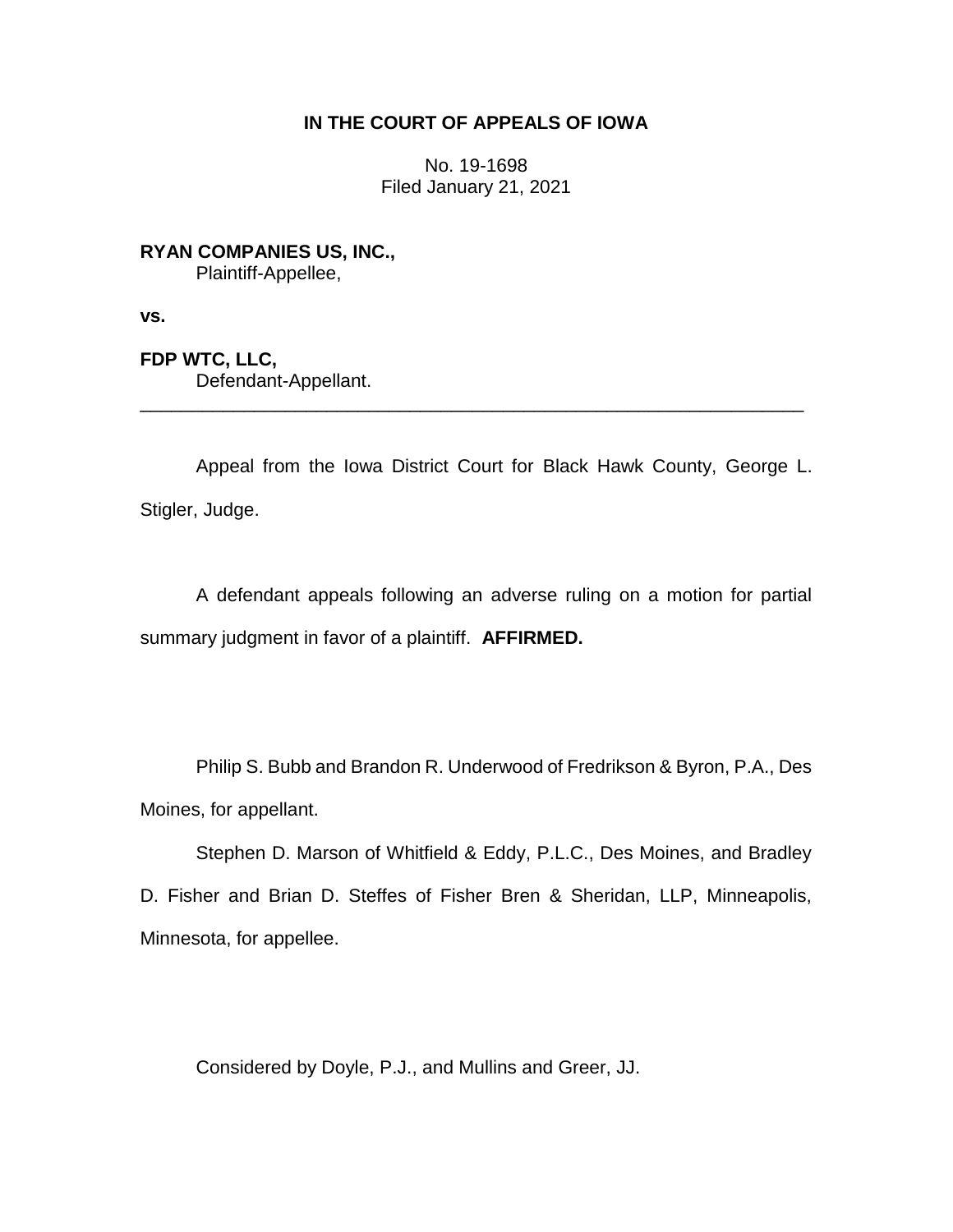# IN THE COURT OF APPEALS OF IOWA

No. 19-1698
Filed January 21, 2021

**RYAN COMPANIES US, INC.,**
Plaintiff-Appellee,

**vs.**

**FDP WTC, LLC,**
Defendant-Appellant.

---

Appeal from the Iowa District Court for Black Hawk County, George L. Stigler, Judge.

A defendant appeals following an adverse ruling on a motion for partial summary judgment in favor of a plaintiff. **AFFIRMED.**

Philip S. Bubb and Brandon R. Underwood of Fredrikson & Byron, P.A., Des Moines, for appellant.

Stephen D. Marson of Whitfield & Eddy, P.L.C., Des Moines, and Bradley D. Fisher and Brian D. Steffes of Fisher Bren & Sheridan, LLP, Minneapolis, Minnesota, for appellee.

Considered by Doyle, P.J., and Mullins and Greer, JJ.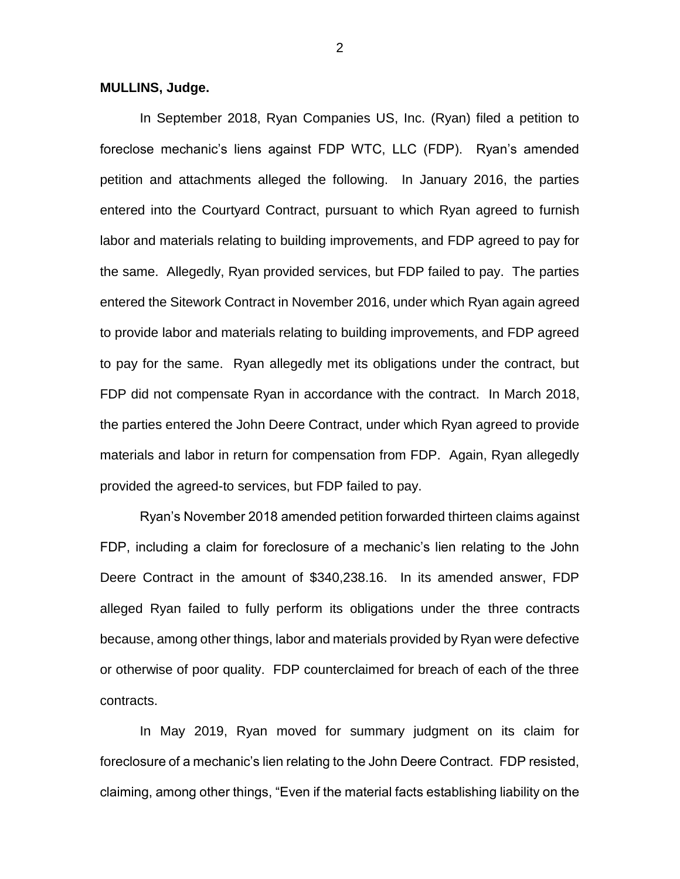**MULLINS, Judge.**

In September 2018, Ryan Companies US, Inc. (Ryan) filed a petition to foreclose mechanic's liens against FDP WTC, LLC (FDP). Ryan's amended petition and attachments alleged the following. In January 2016, the parties entered into the Courtyard Contract, pursuant to which Ryan agreed to furnish labor and materials relating to building improvements, and FDP agreed to pay for the same. Allegedly, Ryan provided services, but FDP failed to pay. The parties entered the Sitework Contract in November 2016, under which Ryan again agreed to provide labor and materials relating to building improvements, and FDP agreed to pay for the same. Ryan allegedly met its obligations under the contract, but FDP did not compensate Ryan in accordance with the contract. In March 2018, the parties entered the John Deere Contract, under which Ryan agreed to provide materials and labor in return for compensation from FDP. Again, Ryan allegedly provided the agreed-to services, but FDP failed to pay.

Ryan's November 2018 amended petition forwarded thirteen claims against FDP, including a claim for foreclosure of a mechanic's lien relating to the John Deere Contract in the amount of $340,238.16. In its amended answer, FDP alleged Ryan failed to fully perform its obligations under the three contracts because, among other things, labor and materials provided by Ryan were defective or otherwise of poor quality. FDP counterclaimed for breach of each of the three contracts.

In May 2019, Ryan moved for summary judgment on its claim for foreclosure of a mechanic's lien relating to the John Deere Contract. FDP resisted, claiming, among other things, "Even if the material facts establishing liability on the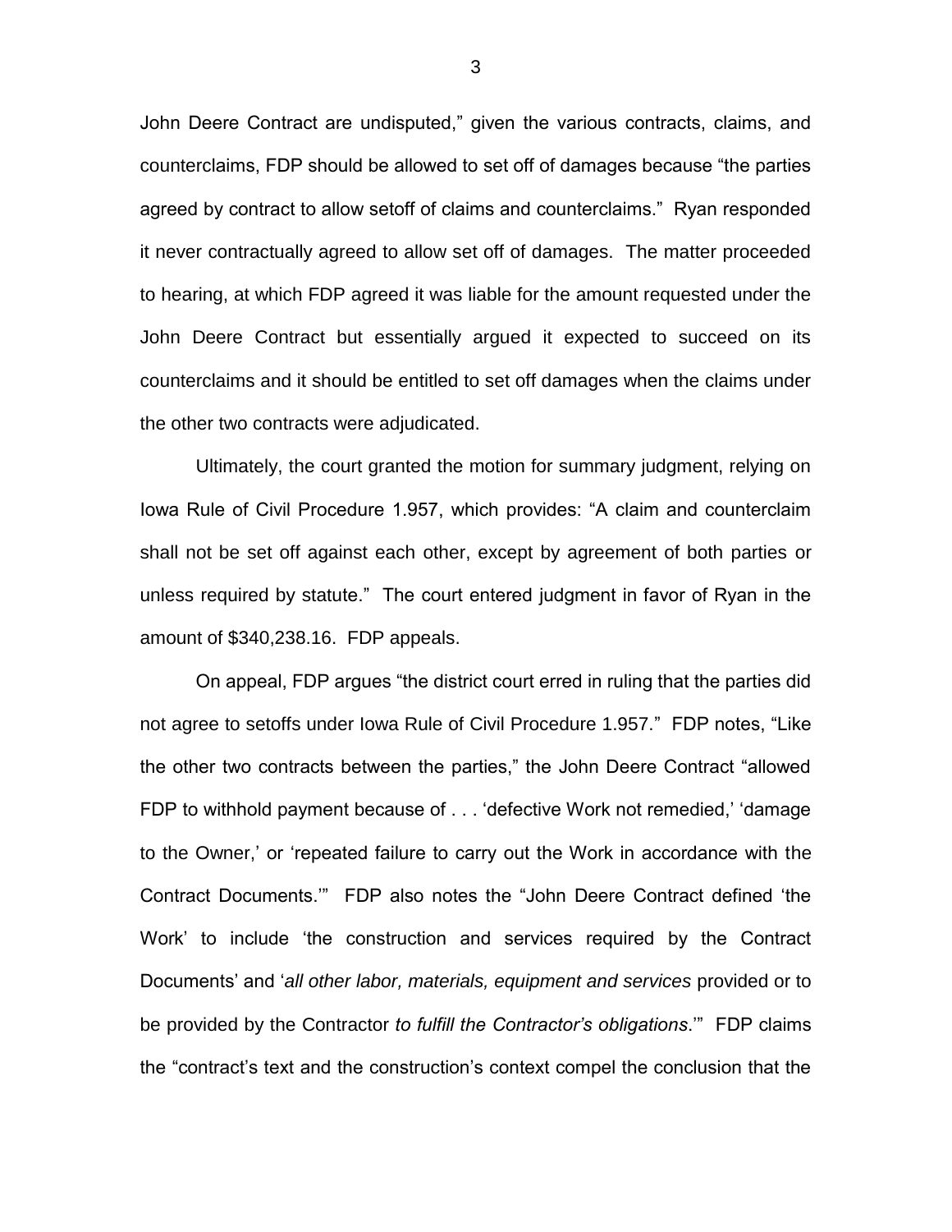John Deere Contract are undisputed," given the various contracts, claims, and counterclaims, FDP should be allowed to set off of damages because "the parties agreed by contract to allow setoff of claims and counterclaims." Ryan responded it never contractually agreed to allow set off of damages. The matter proceeded to hearing, at which FDP agreed it was liable for the amount requested under the John Deere Contract but essentially argued it expected to succeed on its counterclaims and it should be entitled to set off damages when the claims under the other two contracts were adjudicated.

Ultimately, the court granted the motion for summary judgment, relying on Iowa Rule of Civil Procedure 1.957, which provides: "A claim and counterclaim shall not be set off against each other, except by agreement of both parties or unless required by statute." The court entered judgment in favor of Ryan in the amount of $340,238.16. FDP appeals.

On appeal, FDP argues "the district court erred in ruling that the parties did not agree to setoffs under Iowa Rule of Civil Procedure 1.957." FDP notes, "Like the other two contracts between the parties," the John Deere Contract "allowed FDP to withhold payment because of . . . 'defective Work not remedied,' 'damage to the Owner,' or 'repeated failure to carry out the Work in accordance with the Contract Documents.'" FDP also notes the "John Deere Contract defined 'the Work' to include 'the construction and services required by the Contract Documents' and '*all other labor, materials, equipment and services* provided or to be provided by the Contractor *to fulfill the Contractor's obligations*.'" FDP claims the "contract's text and the construction's context compel the conclusion that the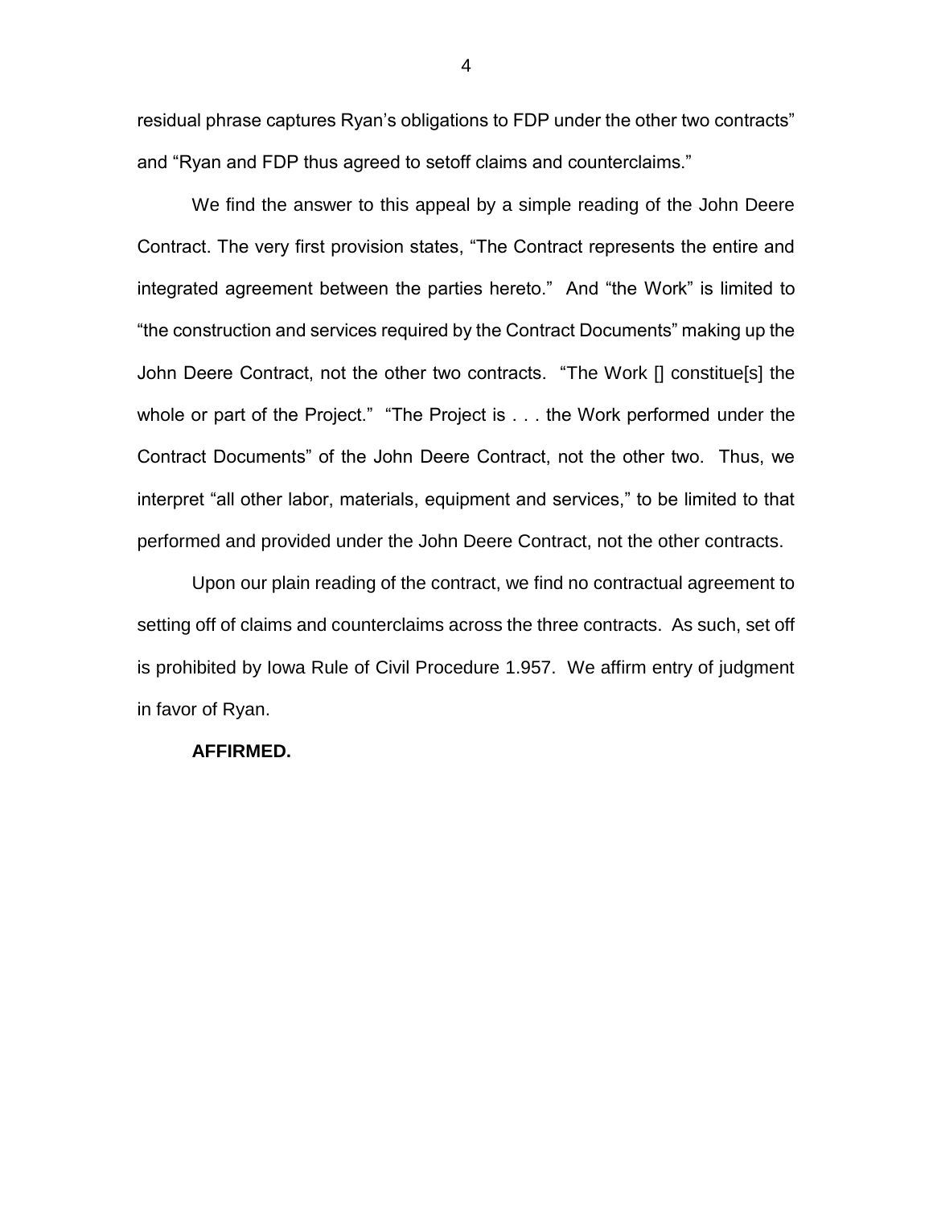residual phrase captures Ryan's obligations to FDP under the other two contracts" and "Ryan and FDP thus agreed to setoff claims and counterclaims."

We find the answer to this appeal by a simple reading of the John Deere Contract. The very first provision states, "The Contract represents the entire and integrated agreement between the parties hereto." And "the Work" is limited to "the construction and services required by the Contract Documents" making up the John Deere Contract, not the other two contracts. "The Work [] constitue[s] the whole or part of the Project." "The Project is . . . the Work performed under the Contract Documents" of the John Deere Contract, not the other two. Thus, we interpret "all other labor, materials, equipment and services," to be limited to that performed and provided under the John Deere Contract, not the other contracts.

Upon our plain reading of the contract, we find no contractual agreement to setting off of claims and counterclaims across the three contracts. As such, set off is prohibited by Iowa Rule of Civil Procedure 1.957. We affirm entry of judgment in favor of Ryan.

**AFFIRMED.**